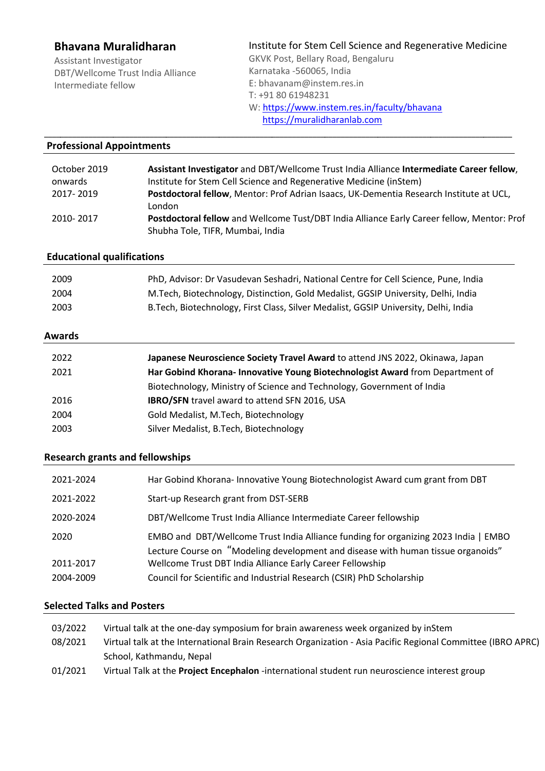# Bhavana Muralidharan

Assistant Investigator
DBT/Wellcome Trust India Alliance
Intermediate fellow

Institute for Stem Cell Science and Regenerative Medicine
GKVK Post, Bellary Road, Bengaluru
Karnataka -560065, India
E: bhavanam@instem.res.in
T: +91 80 61948231
W: https://www.instem.res.in/faculty/bhavana
https://muralidharanlab.com

## Professional Appointments

| | |
|---|---|
| October 2019 onwards | **Assistant Investigator** and DBT/Wellcome Trust India Alliance **Intermediate Career fellow**, Institute for Stem Cell Science and Regenerative Medicine (inStem) |
| 2017- 2019 | **Postdoctoral fellow**, Mentor: Prof Adrian Isaacs, UK-Dementia Research Institute at UCL, London |
| 2010- 2017 | **Postdoctoral fellow** and Wellcome Tust/DBT India Alliance Early Career fellow, Mentor: Prof Shubha Tole, TIFR, Mumbai, India |

## Educational qualifications

| | |
|---|---|
| 2009 | PhD, Advisor: Dr Vasudevan Seshadri, National Centre for Cell Science, Pune, India |
| 2004 | M.Tech, Biotechnology, Distinction, Gold Medalist, GGSIP University, Delhi, India |
| 2003 | B.Tech, Biotechnology, First Class, Silver Medalist, GGSIP University, Delhi, India |

## Awards

| | |
|---|---|
| 2022 | **Japanese Neuroscience Society Travel Award** to attend JNS 2022, Okinawa, Japan |
| 2021 | **Har Gobind Khorana- Innovative Young Biotechnologist Award** from Department of Biotechnology, Ministry of Science and Technology, Government of India |
| 2016 | **IBRO/SFN** travel award to attend SFN 2016, USA |
| 2004 | Gold Medalist, M.Tech, Biotechnology |
| 2003 | Silver Medalist, B.Tech, Biotechnology |

## Research grants and fellowships

| | |
|---|---|
| 2021-2024 | Har Gobind Khorana- Innovative Young Biotechnologist Award cum grant from DBT |
| 2021-2022 | Start-up Research grant from DST-SERB |
| 2020-2024 | DBT/Wellcome Trust India Alliance Intermediate Career fellowship |
| 2020 | EMBO and DBT/Wellcome Trust India Alliance funding for organizing 2023 India \| EMBO Lecture Course on "Modeling development and disease with human tissue organoids" |
| 2011-2017 | Wellcome Trust DBT India Alliance Early Career Fellowship |
| 2004-2009 | Council for Scientific and Industrial Research (CSIR) PhD Scholarship |

## Selected Talks and Posters

| | |
|---|---|
| 03/2022 | Virtual talk at the one-day symposium for brain awareness week organized by inStem |
| 08/2021 | Virtual talk at the International Brain Research Organization - Asia Pacific Regional Committee (IBRO APRC) School, Kathmandu, Nepal |
| 01/2021 | Virtual Talk at the **Project Encephalon** -international student run neuroscience interest group |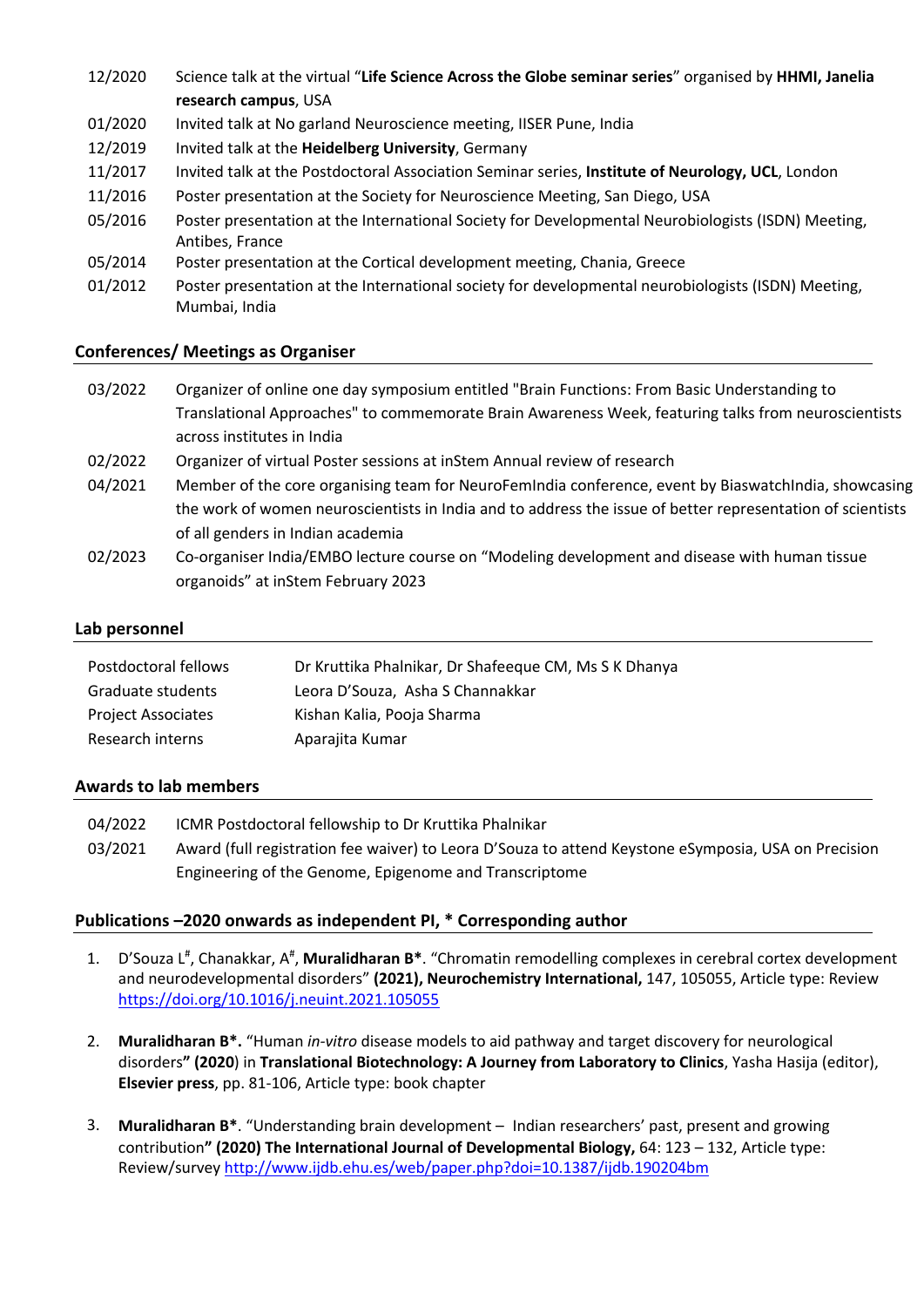| | |
|---|---|
| 12/2020 | Science talk at the virtual "**Life Science Across the Globe seminar series**" organised by **HHMI, Janelia research campus**, USA |
| 01/2020 | Invited talk at No garland Neuroscience meeting, IISER Pune, India |
| 12/2019 | Invited talk at the **Heidelberg University**, Germany |
| 11/2017 | Invited talk at the Postdoctoral Association Seminar series, **Institute of Neurology, UCL**, London |
| 11/2016 | Poster presentation at the Society for Neuroscience Meeting, San Diego, USA |
| 05/2016 | Poster presentation at the International Society for Developmental Neurobiologists (ISDN) Meeting, Antibes, France |
| 05/2014 | Poster presentation at the Cortical development meeting, Chania, Greece |
| 01/2012 | Poster presentation at the International society for developmental neurobiologists (ISDN) Meeting, Mumbai, India |

## Conferences/ Meetings as Organiser

| | |
|---|---|
| 03/2022 | Organizer of online one day symposium entitled "Brain Functions: From Basic Understanding to Translational Approaches" to commemorate Brain Awareness Week, featuring talks from neuroscientists across institutes in India |
| 02/2022 | Organizer of virtual Poster sessions at inStem Annual review of research |
| 04/2021 | Member of the core organising team for NeuroFemIndia conference, event by BiaswatchIndia, showcasing the work of women neuroscientists in India and to address the issue of better representation of scientists of all genders in Indian academia |
| 02/2023 | Co-organiser India/EMBO lecture course on "Modeling development and disease with human tissue organoids" at inStem February 2023 |

## Lab personnel

| | |
|---|---|
| Postdoctoral fellows | Dr Kruttika Phalnikar, Dr Shafeeque CM, Ms S K Dhanya |
| Graduate students | Leora D'Souza, Asha S Channakkar |
| Project Associates | Kishan Kalia, Pooja Sharma |
| Research interns | Aparajita Kumar |

## Awards to lab members

| | |
|---|---|
| 04/2022 | ICMR Postdoctoral fellowship to Dr Kruttika Phalnikar |
| 03/2021 | Award (full registration fee waiver) to Leora D'Souza to attend Keystone eSymposia, USA on Precision Engineering of the Genome, Epigenome and Transcriptome |

## Publications –2020 onwards as independent PI, * Corresponding author

1. D'Souza L[#], Chanakkar, A[#], **Muralidharan B***. "Chromatin remodelling complexes in cerebral cortex development and neurodevelopmental disorders" **(2021), Neurochemistry International,** 147, 105055, Article type: Review https://doi.org/10.1016/j.neuint.2021.105055

2. **Muralidharan B*.** "Human *in-vitro* disease models to aid pathway and target discovery for neurological disorders**" (2020**) in **Translational Biotechnology: A Journey from Laboratory to Clinics**, Yasha Hasija (editor), **Elsevier press**, pp. 81-106, Article type: book chapter

3. **Muralidharan B***. "Understanding brain development – Indian researchers' past, present and growing contribution**" (2020) The International Journal of Developmental Biology,** 64: 123 – 132, Article type: Review/survey http://www.ijdb.ehu.es/web/paper.php?doi=10.1387/ijdb.190204bm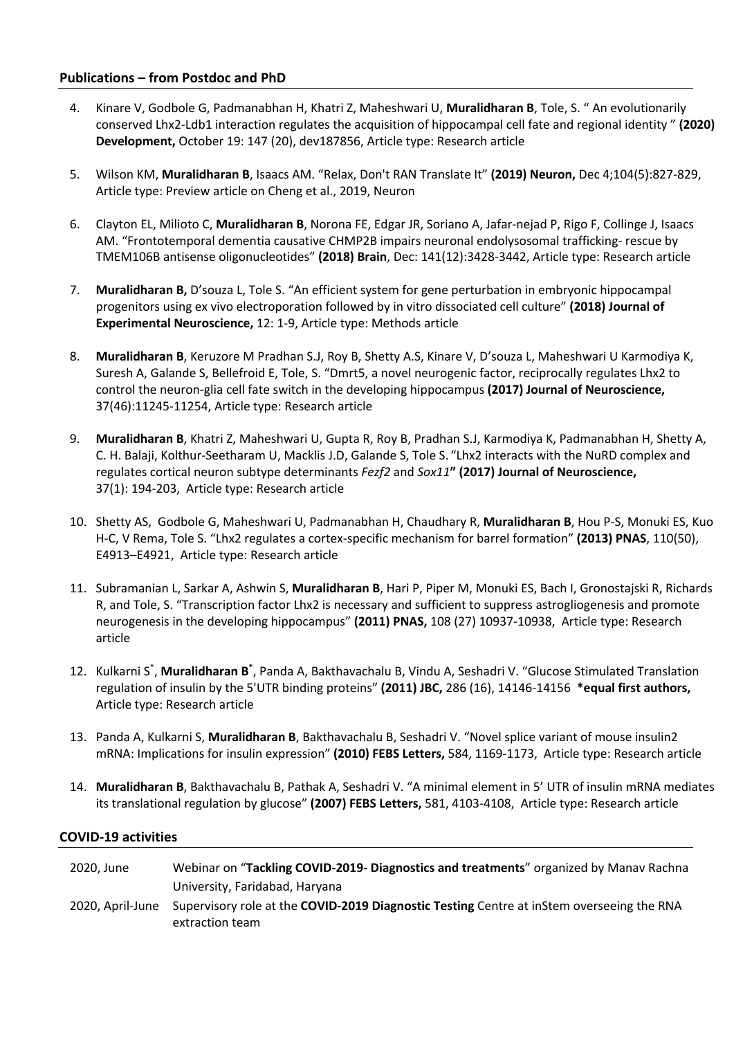## Publications – from Postdoc and PhD

4. Kinare V, Godbole G, Padmanabhan H, Khatri Z, Maheshwari U, **Muralidharan B**, Tole, S. " An evolutionarily conserved Lhx2-Ldb1 interaction regulates the acquisition of hippocampal cell fate and regional identity " **(2020) Development,** October 19: 147 (20), dev187856, Article type: Research article

5. Wilson KM, **Muralidharan B**, Isaacs AM. "Relax, Don't RAN Translate It" **(2019) Neuron,** Dec 4;104(5):827-829, Article type: Preview article on Cheng et al., 2019, Neuron

6. Clayton EL, Milioto C, **Muralidharan B**, Norona FE, Edgar JR, Soriano A, Jafar-nejad P, Rigo F, Collinge J, Isaacs AM. "Frontotemporal dementia causative CHMP2B impairs neuronal endolysosomal trafficking- rescue by TMEM106B antisense oligonucleotides" **(2018) Brain**, Dec: 141(12):3428-3442, Article type: Research article

7. **Muralidharan B,** D'souza L, Tole S. "An efficient system for gene perturbation in embryonic hippocampal progenitors using ex vivo electroporation followed by in vitro dissociated cell culture" **(2018) Journal of Experimental Neuroscience,** 12: 1-9, Article type: Methods article

8. **Muralidharan B**, Keruzore M Pradhan S.J, Roy B, Shetty A.S, Kinare V, D'souza L, Maheshwari U Karmodiya K, Suresh A, Galande S, Bellefroid E, Tole, S. "Dmrt5, a novel neurogenic factor, reciprocally regulates Lhx2 to control the neuron-glia cell fate switch in the developing hippocampus **(2017) Journal of Neuroscience,** 37(46):11245-11254, Article type: Research article

9. **Muralidharan B**, Khatri Z, Maheshwari U, Gupta R, Roy B, Pradhan S.J, Karmodiya K, Padmanabhan H, Shetty A, C. H. Balaji, Kolthur-Seetharam U, Macklis J.D, Galande S, Tole S. "Lhx2 interacts with the NuRD complex and regulates cortical neuron subtype determinants *Fezf2* and *Sox11*" **(2017) Journal of Neuroscience,** 37(1): 194-203, Article type: Research article

10. Shetty AS, Godbole G, Maheshwari U, Padmanabhan H, Chaudhary R, **Muralidharan B**, Hou P-S, Monuki ES, Kuo H-C, V Rema, Tole S. "Lhx2 regulates a cortex-specific mechanism for barrel formation" **(2013) PNAS**, 110(50), E4913–E4921, Article type: Research article

11. Subramanian L, Sarkar A, Ashwin S, **Muralidharan B**, Hari P, Piper M, Monuki ES, Bach I, Gronostajski R, Richards R, and Tole, S. "Transcription factor Lhx2 is necessary and sufficient to suppress astrogliogenesis and promote neurogenesis in the developing hippocampus" **(2011) PNAS,** 108 (27) 10937-10938, Article type: Research article

12. Kulkarni S*, **Muralidharan B***, Panda A, Bakthavachalu B, Vindu A, Seshadri V. "Glucose Stimulated Translation regulation of insulin by the 5'UTR binding proteins" **(2011) JBC,** 286 (16), 14146-14156 **\*equal first authors,** Article type: Research article

13. Panda A, Kulkarni S, **Muralidharan B**, Bakthavachalu B, Seshadri V. "Novel splice variant of mouse insulin2 mRNA: Implications for insulin expression" **(2010) FEBS Letters,** 584, 1169-1173, Article type: Research article

14. **Muralidharan B**, Bakthavachalu B, Pathak A, Seshadri V. "A minimal element in 5' UTR of insulin mRNA mediates its translational regulation by glucose" **(2007) FEBS Letters,** 581, 4103-4108, Article type: Research article

## COVID-19 activities

| | |
|---|---|
| 2020, June | Webinar on "**Tackling COVID-2019- Diagnostics and treatments**" organized by Manav Rachna University, Faridabad, Haryana |
| 2020, April-June | Supervisory role at the **COVID-2019 Diagnostic Testing** Centre at inStem overseeing the RNA extraction team |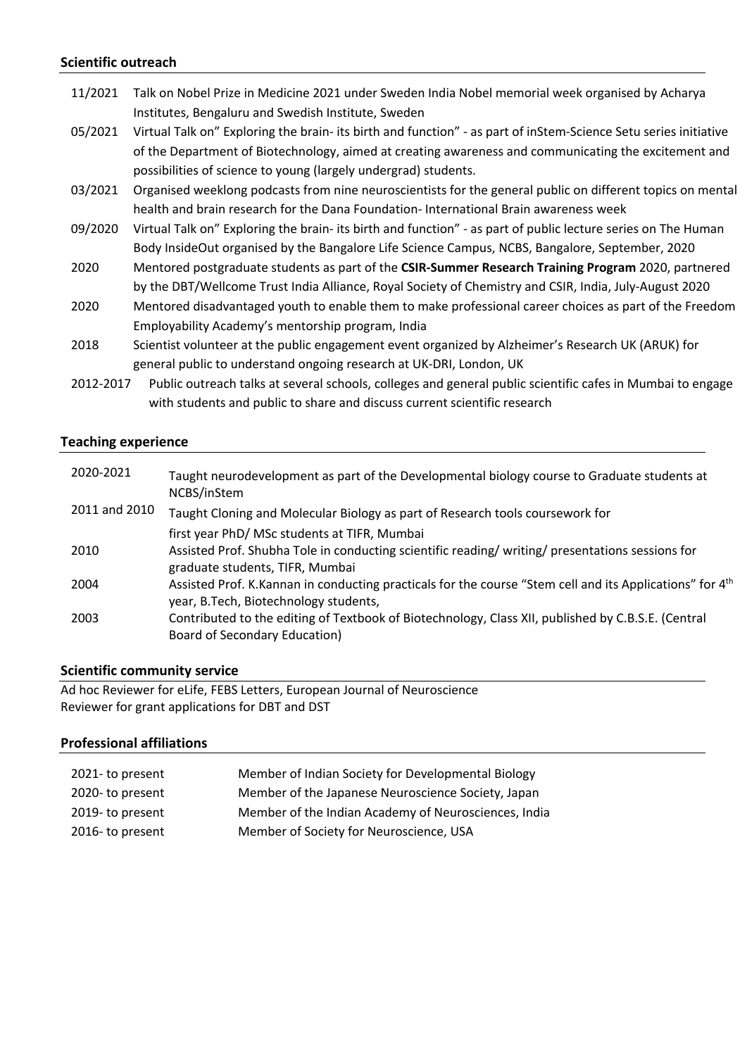## Scientific outreach

| | |
|---|---|
| 11/2021 | Talk on Nobel Prize in Medicine 2021 under Sweden India Nobel memorial week organised by Acharya Institutes, Bengaluru and Swedish Institute, Sweden |
| 05/2021 | Virtual Talk on" Exploring the brain- its birth and function" - as part of inStem-Science Setu series initiative of the Department of Biotechnology, aimed at creating awareness and communicating the excitement and possibilities of science to young (largely undergrad) students. |
| 03/2021 | Organised weeklong podcasts from nine neuroscientists for the general public on different topics on mental health and brain research for the Dana Foundation- International Brain awareness week |
| 09/2020 | Virtual Talk on" Exploring the brain- its birth and function" - as part of public lecture series on The Human Body InsideOut organised by the Bangalore Life Science Campus, NCBS, Bangalore, September, 2020 |
| 2020 | Mentored postgraduate students as part of the **CSIR-Summer Research Training Program** 2020, partnered by the DBT/Wellcome Trust India Alliance, Royal Society of Chemistry and CSIR, India, July-August 2020 |
| 2020 | Mentored disadvantaged youth to enable them to make professional career choices as part of the Freedom Employability Academy's mentorship program, India |
| 2018 | Scientist volunteer at the public engagement event organized by Alzheimer's Research UK (ARUK) for general public to understand ongoing research at UK-DRI, London, UK |
| 2012-2017 | Public outreach talks at several schools, colleges and general public scientific cafes in Mumbai to engage with students and public to share and discuss current scientific research |

## Teaching experience

| | |
|---|---|
| 2020-2021 | Taught neurodevelopment as part of the Developmental biology course to Graduate students at NCBS/inStem |
| 2011 and 2010 | Taught Cloning and Molecular Biology as part of Research tools coursework for first year PhD/ MSc students at TIFR, Mumbai |
| 2010 | Assisted Prof. Shubha Tole in conducting scientific reading/ writing/ presentations sessions for graduate students, TIFR, Mumbai |
| 2004 | Assisted Prof. K.Kannan in conducting practicals for the course "Stem cell and its Applications" for 4th year, B.Tech, Biotechnology students, |
| 2003 | Contributed to the editing of Textbook of Biotechnology, Class XII, published by C.B.S.E. (Central Board of Secondary Education) |

## Scientific community service

Ad hoc Reviewer for eLife, FEBS Letters, European Journal of Neuroscience
Reviewer for grant applications for DBT and DST

## Professional affiliations

| | |
|---|---|
| 2021- to present | Member of Indian Society for Developmental Biology |
| 2020- to present | Member of the Japanese Neuroscience Society, Japan |
| 2019- to present | Member of the Indian Academy of Neurosciences, India |
| 2016- to present | Member of Society for Neuroscience, USA |